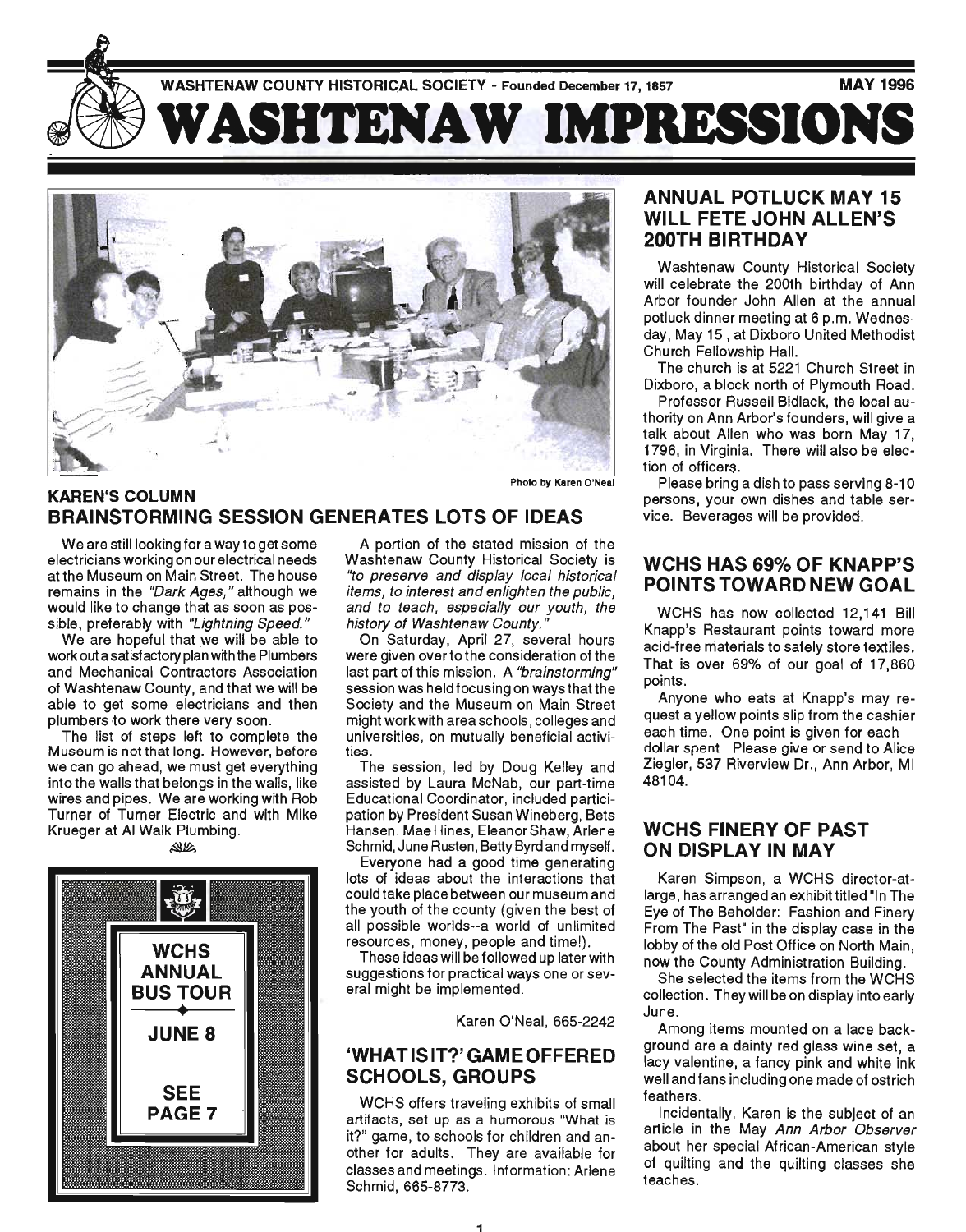WASHTENAW COUNTY HISTORICAL SOCIETY - Founded December 17, 1857

MAY 1996

# WASHTENAW IMPRESSIONS

Photo by Karen O'Neal

## KAREN'S COLUMN
## BRAINSTORMING SESSION GENERATES LOTS OF IDEAS

We are still looking for a way to get some electricians working on our electrical needs at the Museum on Main Street. The house remains in the *"Dark Ages,"* although we would like to change that as soon as possible, preferably with *"Lightning Speed."*

We are hopeful that we will be able to work out a satisfactory plan with the Plumbers and Mechanical Contractors Association of Washtenaw County, and that we will be able to get some electricians and then plumbers to work there very soon.

The list of steps left to complete the Museum is not that long. However, before we can go ahead, we must get everything into the walls that belongs in the walls, like wires and pipes. We are working with Rob Turner of Turner Electric and with Mike Krueger at Al Walk Plumbing.

A portion of the stated mission of the Washtenaw County Historical Society is *"to preserve and display local historical items, to interest and enlighten the public, and to teach, especially our youth, the history of Washtenaw County."*

On Saturday, April 27, several hours were given over to the consideration of the last part of this mission. A *"brainstorming"* session was held focusing on ways that the Society and the Museum on Main Street might work with area schools, colleges and universities, on mutually beneficial activities.

The session, led by Doug Kelley and assisted by Laura McNab, our part-time Educational Coordinator, included participation by President Susan Wineberg, Bets Hansen, Mae Hines, Eleanor Shaw, Arlene Schmid, June Rusten, Betty Byrd and myself.

Everyone had a good time generating lots of ideas about the interactions that could take place between our museum and the youth of the county (given the best of all possible worlds--a world of unlimited resources, money, people and time!).

These ideas will be followed up later with suggestions for practical ways one or several might be implemented.

Karen O'Neal, 665-2242

**WCHS ANNUAL BUS TOUR**

**JUNE 8**

**SEE PAGE 7**

## 'WHAT IS IT?' GAME OFFERED SCHOOLS, GROUPS

WCHS offers traveling exhibits of small artifacts, set up as a humorous "What is it?" game, to schools for children and another for adults. They are available for classes and meetings. Information: Arlene Schmid, 665-8773.

## ANNUAL POTLUCK MAY 15 WILL FETE JOHN ALLEN'S 200TH BIRTHDAY

Washtenaw County Historical Society will celebrate the 200th birthday of Ann Arbor founder John Allen at the annual potluck dinner meeting at 6 p.m. Wednesday, May 15 , at Dixboro United Methodist Church Fellowship Hall.

The church is at 5221 Church Street in Dixboro, a block north of Plymouth Road.

Professor Russell Bidlack, the local authority on Ann Arbor's founders, will give a talk about Allen who was born May 17, 1796, in Virginia. There will also be election of officers.

Please bring a dish to pass serving 8-10 persons, your own dishes and table service. Beverages will be provided.

## WCHS HAS 69% OF KNAPP'S POINTS TOWARD NEW GOAL

WCHS has now collected 12,141 Bill Knapp's Restaurant points toward more acid-free materials to safely store textiles. That is over 69% of our goal of 17,860 points.

Anyone who eats at Knapp's may request a yellow points slip from the cashier each time. One point is given for each dollar spent. Please give or send to Alice Ziegler, 537 Riverview Dr., Ann Arbor, MI 48104.

## WCHS FINERY OF PAST ON DISPLAY IN MAY

Karen Simpson, a WCHS director-at-large, has arranged an exhibit titled "In The Eye of The Beholder: Fashion and Finery From The Past" in the display case in the lobby of the old Post Office on North Main, now the County Administration Building.

She selected the items from the WCHS collection. They will be on display into early June.

Among items mounted on a lace background are a dainty red glass wine set, a lacy valentine, a fancy pink and white ink well and fans including one made of ostrich feathers.

Incidentally, Karen is the subject of an article in the May *Ann Arbor Observer* about her special African-American style of quilting and the quilting classes she teaches.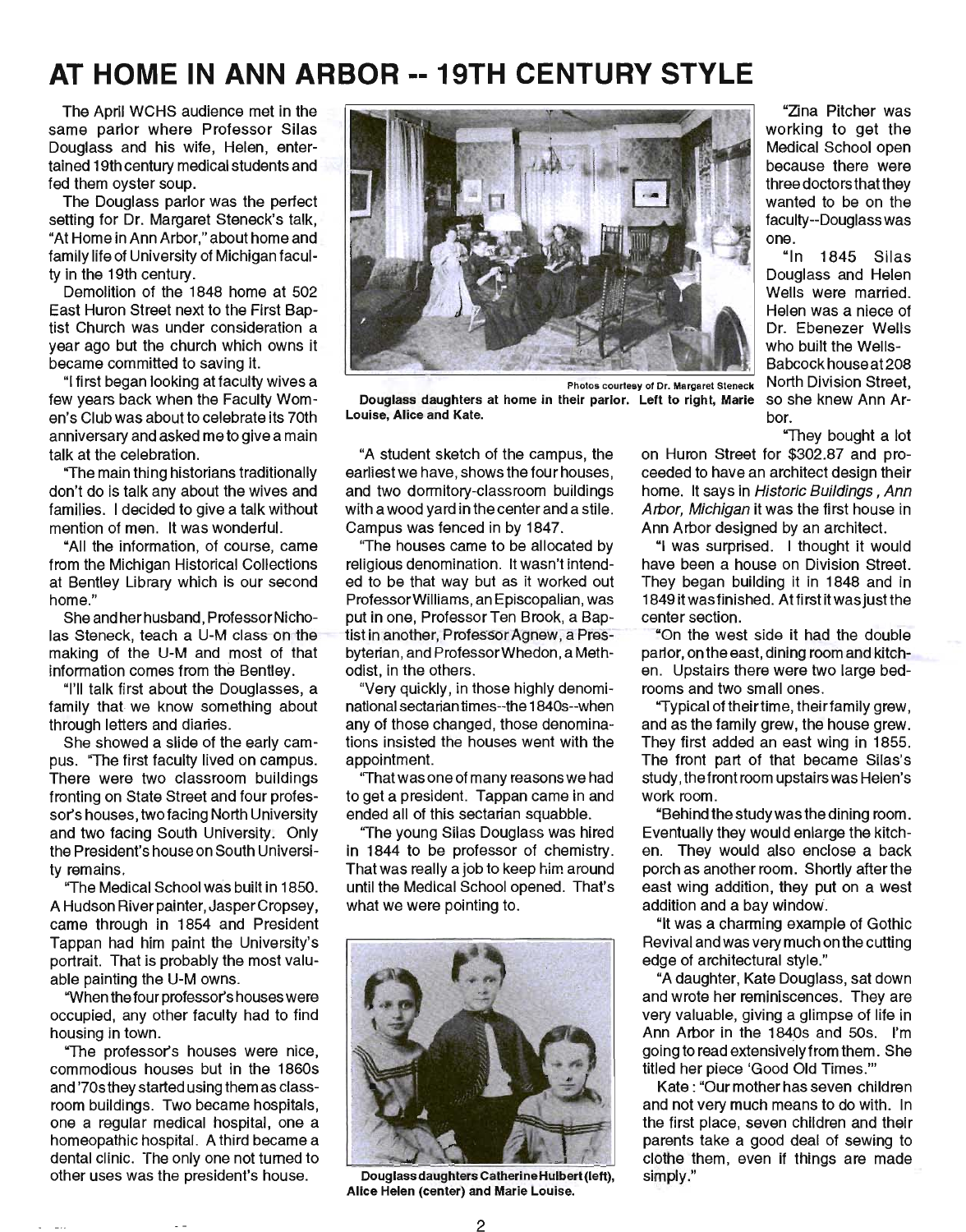# AT HOME IN ANN ARBOR -- 19TH CENTURY STYLE

The April WCHS audience met in the same parlor where Professor Silas Douglass and his wife, Helen, entertained 19th century medical students and fed them oyster soup.

The Douglass parlor was the perfect setting for Dr. Margaret Steneck's talk, "At Home in Ann Arbor," about home and family life of University of Michigan faculty in the 19th century.

Demolition of the 1848 home at 502 East Huron Street next to the First Baptist Church was under consideration a year ago but the church which owns it became committed to saving it.

"I first began looking at faculty wives a few years back when the Faculty Women's Club was about to celebrate its 70th anniversary and asked me to give a main talk at the celebration.

"The main thing historians traditionally don't do is talk any about the wives and families. I decided to give a talk without mention of men. It was wonderful.

"All the information, of course, came from the Michigan Historical Collections at Bentley Library which is our second home."

She and her husband, Professor Nicholas Steneck, teach a U-M class on the making of the U-M and most of that information comes from the Bentley.

"I'll talk first about the Douglasses, a family that we know something about through letters and diaries.

She showed a slide of the early campus. "The first faculty lived on campus. There were two classroom buildings fronting on State Street and four professor's houses, two facing North University and two facing South University. Only the President's house on South University remains.

"The Medical School was built in 1850. A Hudson River painter, Jasper Cropsey, came through in 1854 and President Tappan had him paint the University's portrait. That is probably the most valuable painting the U-M owns.

"When the four professor's houses were occupied, any other faculty had to find housing in town.

"The professor's houses were nice, commodious houses but in the 1860s and '70s they started using them as classroom buildings. Two became hospitals, one a regular medical hospital, one a homeopathic hospital. A third became a dental clinic. The only one not turned to other uses was the president's house.

Photos courtesy of Dr. Margaret Steneck

**Douglass daughters at home in their parlor. Left to right, Marie Louise, Alice and Kate.**

"A student sketch of the campus, the earliest we have, shows the four houses, and two dormitory-classroom buildings with a wood yard in the center and a stile. Campus was fenced in by 1847.

"The houses came to be allocated by religious denomination. It wasn't intended to be that way but as it worked out Professor Williams, an Episcopalian, was put in one, Professor Ten Brook, a Baptist in another, Professor Agnew, a Presbyterian, and Professor Whedon, a Methodist, in the others.

"Very quickly, in those highly denominational sectarian times--the 1840s--when any of those changed, those denominations insisted the houses went with the appointment.

"That was one of many reasons we had to get a president. Tappan came in and ended all of this sectarian squabble.

"The young Silas Douglass was hired in 1844 to be professor of chemistry. That was really a job to keep him around until the Medical School opened. That's what we were pointing to.

**Douglass daughters Catherine Hulbert (left), Alice Helen (center) and Marie Louise.**

"Zina Pitcher was working to get the Medical School open because there were three doctors that they wanted to be on the faculty--Douglass was one.

"In 1845 Silas Douglass and Helen Wells were married. Helen was a niece of Dr. Ebenezer Wells who built the Wells-Babcock house at 208 North Division Street, so she knew Ann Arbor.

"They bought a lot on Huron Street for $302.87 and proceeded to have an architect design their home. It says in *Historic Buildings, Ann Arbor, Michigan* it was the first house in Ann Arbor designed by an architect.

"I was surprised. I thought it would have been a house on Division Street. They began building it in 1848 and in 1849 it was finished. At first it was just the center section.

"On the west side it had the double parlor, on the east, dining room and kitchen. Upstairs there were two large bedrooms and two small ones.

"Typical of their time, their family grew, and as the family grew, the house grew. They first added an east wing in 1855. The front part of that became Silas's study, the front room upstairs was Helen's work room.

"Behind the study was the dining room. Eventually they would enlarge the kitchen. They would also enclose a back porch as another room. Shortly after the east wing addition, they put on a west addition and a bay window.

"It was a charming example of Gothic Revival and was very much on the cutting edge of architectural style."

"A daughter, Kate Douglass, sat down and wrote her reminiscences. They are very valuable, giving a glimpse of life in Ann Arbor in the 1840s and 50s. I'm going to read extensively from them. She titled her piece 'Good Old Times.'"

Kate: "Our mother has seven children and not very much means to do with. In the first place, seven children and their parents take a good deal of sewing to clothe them, even if things are made simply."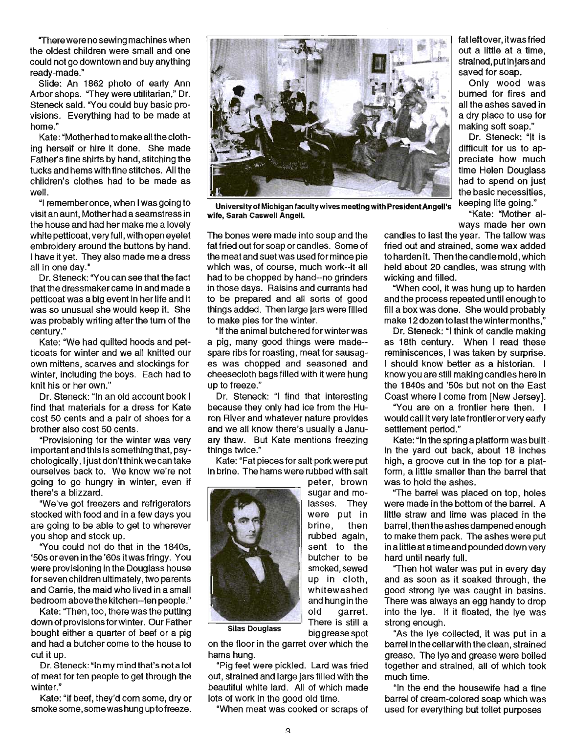"There were no sewing machines when the oldest children were small and one could not go downtown and buy anything ready-made."

Slide: An 1862 photo of early Ann Arbor shops. "They were utilitarian," Dr. Steneck said. "You could buy basic provisions. Everything had to be made at home."

Kate: "Mother had to make all the clothing herself or hire it done. She made Father's fine shirts by hand, stitching the tucks and hems with fine stitches. All the children's clothes had to be made as well.

"I remember once, when I was going to visit an aunt, Mother had a seamstress in the house and had her make me a lovely white petticoat, very full, with open eyelet embroidery around the buttons by hand. I have it yet. They also made me a dress all in one day."

Dr. Steneck: "You can see that the fact that the dressmaker came in and made a petticoat was a big event in her life and it was so unusual she would keep it. She was probably writing after the turn of the century."

Kate: "We had quilted hoods and petticoats for winter and we all knitted our own mittens, scarves and stockings for winter, including the boys. Each had to knit his or her own."

Dr. Steneck: "In an old account book I find that materials for a dress for Kate cost 50 cents and a pair of shoes for a brother also cost 50 cents.

"Provisioning for the winter was very important and this is something that, psychologically, I just don't think we can take ourselves back to. We know we're not going to go hungry in winter, even if there's a blizzard.

"We've got freezers and refrigerators stocked with food and in a few days you are going to be able to get to wherever you shop and stock up.

"You could not do that in the 1840s, '50s or even in the '60s it was fringy. You were provisioning in the Douglass house for seven children ultimately, two parents and Carrie, the maid who lived in a small bedroom above the kitchen--ten people."

Kate: "Then, too, there was the putting down of provisions for winter. Our Father bought either a quarter of beef or a pig and had a butcher come to the house to cut it up.

Dr. Steneck: "In my mind that's not a lot of meat for ten people to get through the winter."

Kate: "If beef, they'd corn some, dry or smoke some, some was hung up to freeze.

University of Michigan faculty wives meeting with President Angell's wife, Sarah Caswell Angell.

The bones were made into soup and the fat fried out for soap or candles. Some of the meat and suet was used for mince pie which was, of course, much work--it all had to be chopped by hand--no grinders in those days. Raisins and currants had to be prepared and all sorts of good things added. Then large jars were filled to make pies for the winter.

"If the animal butchered for winter was a pig, many good things were made--spare ribs for roasting, meat for sausages was chopped and seasoned and cheesecloth bags filled with it were hung up to freeze."

Dr. Steneck: "I find that interesting because they only had ice from the Huron River and whatever nature provides and we all know there's usually a January thaw. But Kate mentions freezing things twice."

Kate: "Fat pieces for salt pork were put in brine. The hams were rubbed with salt peter, brown sugar and molasses. They were put in brine, then rubbed again, sent to the butcher to be smoked, sewed up in cloth, whitewashed and hung in the old garret. There is still a big grease spot on the floor in the garret over which the hams hung.

Silas Douglass

"Pig feet were pickled. Lard was fried out, strained and large jars filled with the beautiful white lard. All of which made lots of work in the good old time.

"When meat was cooked or scraps of fat left over, it was fried out a little at a time, strained, put in jars and saved for soap.

Only wood was burned for fires and all the ashes saved in a dry place to use for making soft soap."

Dr. Steneck: "It is difficult for us to appreciate how much time Helen Douglass had to spend on just the basic necessities, keeping life going."

"Kate: "Mother always made her own candles to last the year. The tallow was fried out and strained, some wax added to harden it. Then the candle mold, which held about 20 candles, was strung with wicking and filled.

"When cool, it was hung up to harden and the process repeated until enough to fill a box was done. She would probably make 12 dozen to last the winter months,"

Dr. Steneck: "I think of candle making as 18th century. When I read these reminiscences, I was taken by surprise. I should know better as a historian. I know you are still making candles here in the 1840s and '50s but not on the East Coast where I come from [New Jersey].

"You are on a frontier here then. I would call it very late frontier or very early settlement period."

Kate: "In the spring a platform was built in the yard out back, about 18 inches high, a groove cut in the top for a platform, a little smaller than the barrel that was to hold the ashes.

"The barrel was placed on top, holes were made in the bottom of the barrel. A little straw and lime was placed in the barrel, then the ashes dampened enough to make them pack. The ashes were put in a little at a time and pounded down very hard until nearly full.

"Then hot water was put in every day and as soon as it soaked through, the good strong lye was caught in basins. There was always an egg handy to drop into the lye. If it floated, the lye was strong enough.

"As the lye collected, it was put in a barrel in the cellar with the clean, strained grease. The lye and grease were boiled together and strained, all of which took much time.

"In the end the housewife had a fine barrel of cream-colored soap which was used for everything but toilet purposes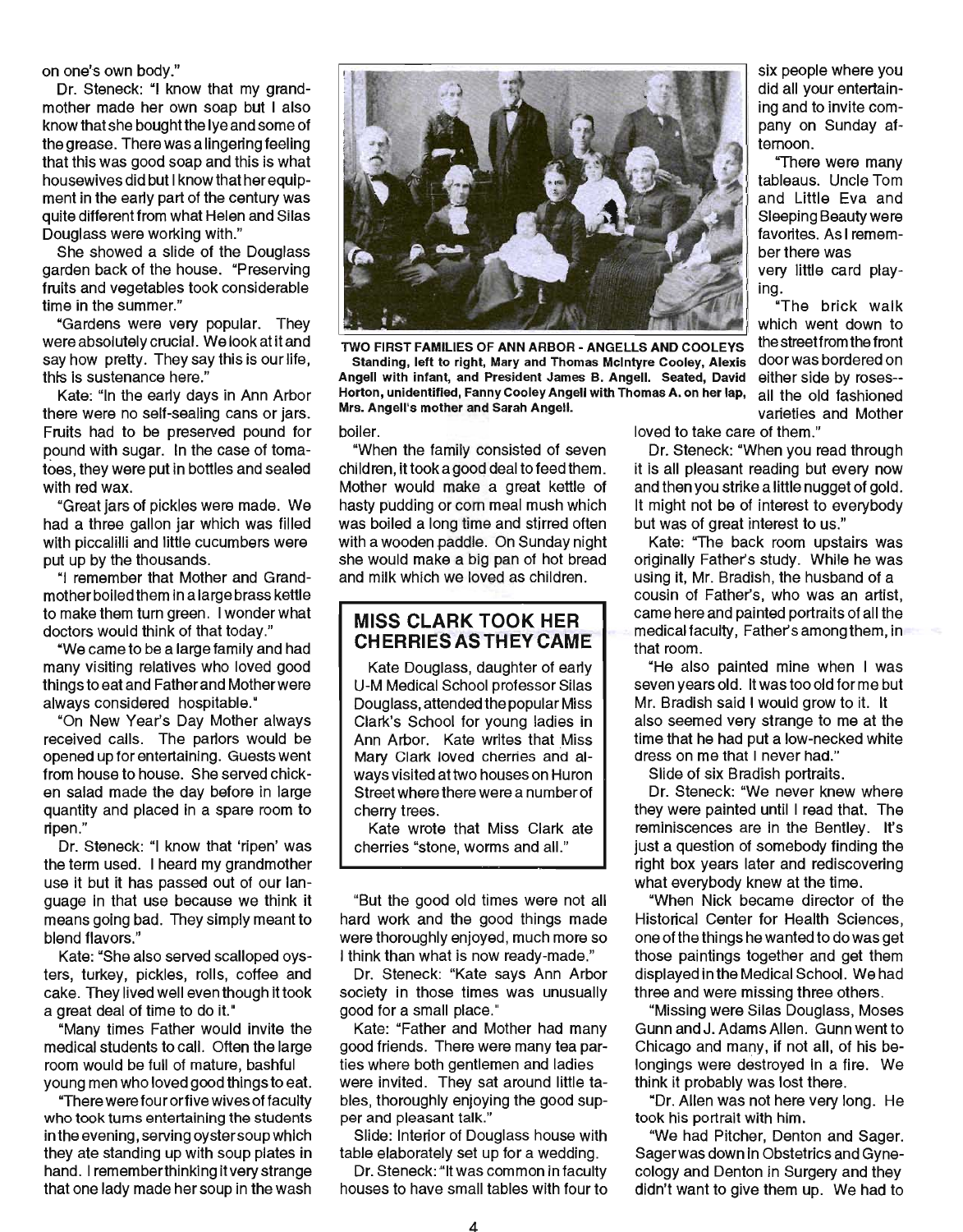on one's own body."

Dr. Steneck: "I know that my grandmother made her own soap but I also know that she bought the lye and some of the grease. There was a lingering feeling that this was good soap and this is what housewives did but I know that her equipment in the early part of the century was quite different from what Helen and Silas Douglass were working with."

She showed a slide of the Douglass garden back of the house. "Preserving fruits and vegetables took considerable time in the summer."

"Gardens were very popular. They were absolutely crucial. We look at it and say how pretty. They say this is our life, this is sustenance here."

Kate: "In the early days in Ann Arbor there were no self-sealing cans or jars. Fruits had to be preserved pound for pound with sugar. In the case of tomatoes, they were put in bottles and sealed with red wax.

"Great jars of pickles were made. We had a three gallon jar which was filled with piccalilli and little cucumbers were put up by the thousands.

"I remember that Mother and Grandmother boiled them in a large brass kettle to make them turn green. I wonder what doctors would think of that today."

"We came to be a large family and had many visiting relatives who loved good things to eat and Father and Mother were always considered hospitable."

"On New Year's Day Mother always received calls. The parlors would be opened up for entertaining. Guests went from house to house. She served chicken salad made the day before in large quantity and placed in a spare room to ripen."

Dr. Steneck: "I know that 'ripen' was the term used. I heard my grandmother use it but it has passed out of our language in that use because we think it means going bad. They simply meant to blend flavors."

Kate: "She also served scalloped oysters, turkey, pickles, rolls, coffee and cake. They lived well even though it took a great deal of time to do it."

"Many times Father would invite the medical students to call. Often the large room would be full of mature, bashful young men who loved good things to eat.

"There were four or five wives of faculty who took turns entertaining the students in the evening, serving oyster soup which they ate standing up with soup plates in hand. I remember thinking it very strange that one lady made her soup in the wash boiler.

"When the family consisted of seven children, it took a good deal to feed them. Mother would make a great kettle of hasty pudding or corn meal mush which was boiled a long time and stirred often with a wooden paddle. On Sunday night she would make a big pan of hot bread and milk which we loved as children.

**TWO FIRST FAMILIES OF ANN ARBOR - ANGELLS AND COOLEYS**
Standing, left to right, Mary and Thomas McIntyre Cooley, Alexis Angell with infant, and President James B. Angell. Seated, David Horton, unidentified, Fanny Cooley Angell with Thomas A. on her lap, Mrs. Angell's mother and Sarah Angell.

## MISS CLARK TOOK HER CHERRIES AS THEY CAME

Kate Douglass, daughter of early U-M Medical School professor Silas Douglass, attended the popular Miss Clark's School for young ladies in Ann Arbor. Kate writes that Miss Mary Clark loved cherries and always visited at two houses on Huron Street where there were a number of cherry trees.

Kate wrote that Miss Clark ate cherries "stone, worms and all."

---

"But the good old times were not all hard work and the good things made were thoroughly enjoyed, much more so I think than what is now ready-made."

Dr. Steneck: "Kate says Ann Arbor society in those times was unusually good for a small place."

Kate: "Father and Mother had many good friends. There were many tea parties where both gentlemen and ladies were invited. They sat around little tables, thoroughly enjoying the good supper and pleasant talk."

Slide: Interior of Douglass house with table elaborately set up for a wedding.

Dr. Steneck: "It was common in faculty houses to have small tables with four to six people where you did all your entertaining and to invite company on Sunday afternoon.

"There were many tableaus. Uncle Tom and Little Eva and Sleeping Beauty were favorites. As I remember there was very little card playing.

"The brick walk which went down to the street from the front door was bordered on either side by roses--all the old fashioned varieties and Mother loved to take care of them."

Dr. Steneck: "When you read through it is all pleasant reading but every now and then you strike a little nugget of gold. It might not be of interest to everybody but was of great interest to us."

Kate: "The back room upstairs was originally Father's study. While he was using it, Mr. Bradish, the husband of a cousin of Father's, who was an artist, came here and painted portraits of all the medical faculty, Father's among them, in that room.

"He also painted mine when I was seven years old. It was too old for me but Mr. Bradish said I would grow to it. It also seemed very strange to me at the time that he had put a low-necked white dress on me that I never had."

Slide of six Bradish portraits.

Dr. Steneck: "We never knew where they were painted until I read that. The reminiscences are in the Bentley. It's just a question of somebody finding the right box years later and rediscovering what everybody knew at the time.

"When Nick became director of the Historical Center for Health Sciences, one of the things he wanted to do was get those paintings together and get them displayed in the Medical School. We had three and were missing three others.

"Missing were Silas Douglass, Moses Gunn and J. Adams Allen. Gunn went to Chicago and many, if not all, of his belongings were destroyed in a fire. We think it probably was lost there.

"Dr. Allen was not here very long. He took his portrait with him.

"We had Pitcher, Denton and Sager. Sager was down in Obstetrics and Gynecology and Denton in Surgery and they didn't want to give them up. We had to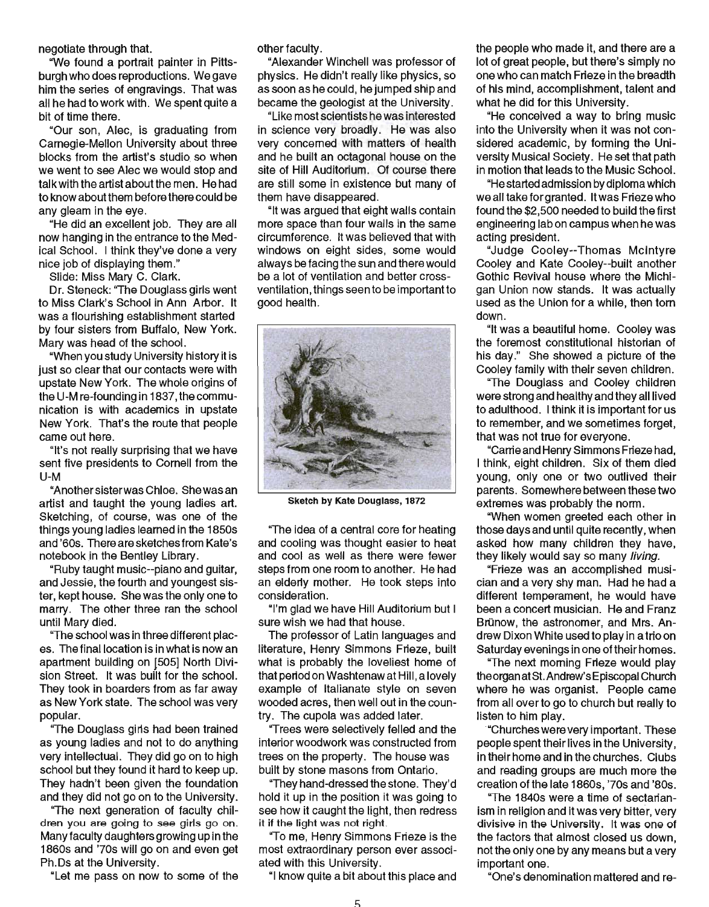negotiate through that.

"We found a portrait painter in Pittsburgh who does reproductions. We gave him the series of engravings. That was all he had to work with. We spent quite a bit of time there.

"Our son, Alec, is graduating from Carnegie-Mellon University about three blocks from the artist's studio so when we went to see Alec we would stop and talk with the artist about the men. He had to know about them before there could be any gleam in the eye.

"He did an excellent job. They are all now hanging in the entrance to the Medical School. I think they've done a very nice job of displaying them."

Slide: Miss Mary C. Clark.

Dr. Steneck: "The Douglass girls went to Miss Clark's School in Ann Arbor. It was a flourishing establishment started by four sisters from Buffalo, New York. Mary was head of the school.

"When you study University history it is just so clear that our contacts were with upstate New York. The whole origins of the U-M re-founding in 1837, the communication is with academics in upstate New York. That's the route that people came out here.

"It's not really surprising that we have sent five presidents to Cornell from the U-M

"Another sister was Chloe. She was an artist and taught the young ladies art. Sketching, of course, was one of the things young ladies learned in the 1850s and '60s. There are sketches from Kate's notebook in the Bentley Library.

"Ruby taught music--piano and guitar, and Jessie, the fourth and youngest sister, kept house. She was the only one to marry. The other three ran the school until Mary died.

"The school was in three different places. The final location is in what is now an apartment building on [505] North Division Street. It was built for the school. They took in boarders from as far away as New York state. The school was very popular.

"The Douglass girls had been trained as young ladies and not to do anything very intellectual. They did go on to high school but they found it hard to keep up. They hadn't been given the foundation and they did not go on to the University.

"The next generation of faculty children you are going to see girls go on. Many faculty daughters growing up in the 1860s and '70s will go on and even get Ph.Ds at the University.

"Let me pass on now to some of the other faculty.

"Alexander Winchell was professor of physics. He didn't really like physics, so as soon as he could, he jumped ship and became the geologist at the University.

"Like most scientists he was interested in science very broadly. He was also very concerned with matters of health and he built an octagonal house on the site of Hill Auditorium. Of course there are still some in existence but many of them have disappeared.

"It was argued that eight walls contain more space than four walls in the same circumference. It was believed that with windows on eight sides, some would always be facing the sun and there would be a lot of ventilation and better cross-ventilation, things seen to be important to good health.

Sketch by Kate Douglass, 1872

"The idea of a central core for heating and cooling was thought easier to heat and cool as well as there were fewer steps from one room to another. He had an elderly mother. He took steps into consideration.

"I'm glad we have Hill Auditorium but I sure wish we had that house.

The professor of Latin languages and literature, Henry Simmons Frieze, built what is probably the loveliest home of that period on Washtenaw at Hill, a lovely example of Italianate style on seven wooded acres, then well out in the country. The cupola was added later.

"Trees were selectively felled and the interior woodwork was constructed from trees on the property. The house was built by stone masons from Ontario.

"They hand-dressed the stone. They'd hold it up in the position it was going to see how it caught the light, then redress it if the light was not right.

"To me, Henry Simmons Frieze is the most extraordinary person ever associated with this University.

"I know quite a bit about this place and the people who made it, and there are a lot of great people, but there's simply no one who can match Frieze in the breadth of his mind, accomplishment, talent and what he did for this University.

"He conceived a way to bring music into the University when it was not considered academic, by forming the University Musical Society. He set that path in motion that leads to the Music School.

"He started admission by diploma which we all take for granted. It was Frieze who found the $2,500 needed to build the first engineering lab on campus when he was acting president.

"Judge Cooley--Thomas McIntyre Cooley and Kate Cooley--built another Gothic Revival house where the Michigan Union now stands. It was actually used as the Union for a while, then torn down.

"It was a beautiful home. Cooley was the foremost constitutional historian of his day." She showed a picture of the Cooley family with their seven children.

"The Douglass and Cooley children were strong and healthy and they all lived to adulthood. I think it is important for us to remember, and we sometimes forget, that was not true for everyone.

"Carrie and Henry Simmons Frieze had, I think, eight children. Six of them died young, only one or two outlived their parents. Somewhere between these two extremes was probably the norm.

"When women greeted each other in those days and until quite recently, when asked how many children they have, they likely would say so many *living*.

"Frieze was an accomplished musician and a very shy man. Had he had a different temperament, he would have been a concert musician. He and Franz Brünow, the astronomer, and Mrs. Andrew Dixon White used to play in a trio on Saturday evenings in one of their homes.

"The next morning Frieze would play the organ at St. Andrew's Episcopal Church where he was organist. People came from all over to go to church but really to listen to him play.

"Churches were very important. These people spent their lives in the University, in their home and in the churches. Clubs and reading groups are much more the creation of the late 1860s, '70s and '80s.

"The 1840s were a time of sectarianism in religion and it was very bitter, very divisive in the University. It was one of the factors that almost closed us down, not the only one by any means but a very important one.

"One's denomination mattered and re-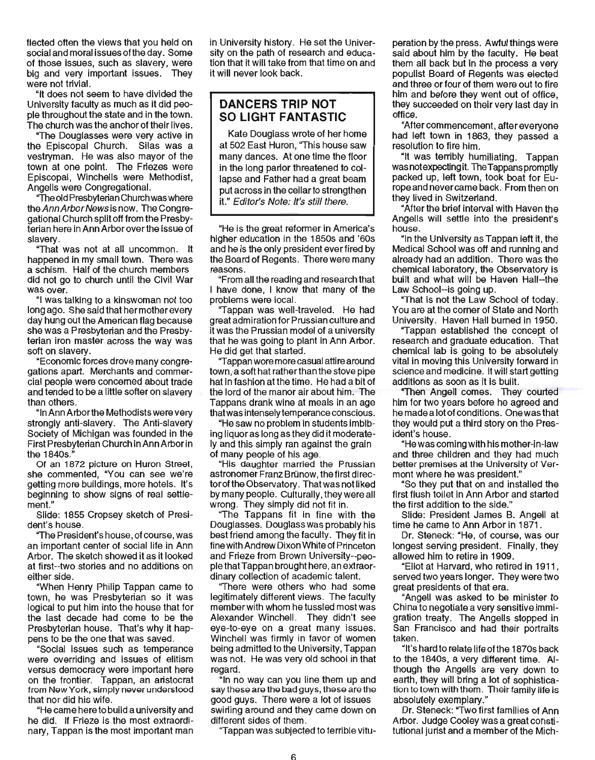flected often the views that you held on social and moral issues of the day. Some of those issues, such as slavery, were big and very important issues. They were not trivial.

"It does not seem to have divided the University faculty as much as it did people throughout the state and in the town. The church was the anchor of their lives.

"The Douglasses were very active in the Episcopal Church. Silas was a vestryman. He was also mayor of the town at one point. The Friezes were Episcopal, Winchells were Methodist, Angells were Congregational.

"The old Presbyterian Church was where the *Ann Arbor News* is now. The Congregational Church split off from the Presbyterian here in Ann Arbor over the issue of slavery.

"That was not at all uncommon. It happened in my small town. There was a schism. Half of the church members did not go to church until the Civil War was over.

"I was talking to a kinswoman not too long ago. She said that her mother every day hung out the American flag because she was a Presbyterian and the Presbyterian iron master across the way was soft on slavery.

"Economic forces drove many congregations apart. Merchants and commercial people were concerned about trade and tended to be a little softer on slavery than others.

"In Ann Arbor the Methodists were very strongly anti-slavery. The Anti-slavery Society of Michigan was founded in the First Presbyterian Church in Ann Arbor in the 1840s."

Of an 1872 picture on Huron Street, she commented, "You can see we're getting more buildings, more hotels. It's beginning to show signs of real settlement."

Slide: 1855 Cropsey sketch of President's house.

"The President's house, of course, was an important center of social life in Ann Arbor. The sketch showed it as it looked at first--two stories and no additions on either side.

"When Henry Philip Tappan came to town, he was Presbyterian so it was logical to put him into the house that for the last decade had come to be the Presbyterian house. That's why it happens to be the one that was saved.

"Social issues such as temperance were overriding and issues of elitism versus democracy were important here on the frontier. Tappan, an aristocrat from New York, simply never understood that nor did his wife.

"He came here to build a university and he did. If Frieze is the most extraordinary, Tappan is the most important man in University history. He set the University on the path of research and education that it will take from that time on and it will never look back.

## DANCERS TRIP NOT SO LIGHT FANTASTIC

Kate Douglass wrote of her home at 502 East Huron, "This house saw many dances. At one time the floor in the long parlor threatened to collapse and Father had a great beam put across in the cellar to strengthen it." *Editor's Note: It's still there.*

"He is the great reformer in America's higher education in the 1850s and '60s and he is the only president ever fired by the Board of Regents. There were many reasons.

"From all the reading and research that I have done, I know that many of the problems were local.

"Tappan was well-traveled. He had great admiration for Prussian culture and it was the Prussian model of a university that he was going to plant in Ann Arbor. He did get that started.

"Tappan wore more casual attire around town, a soft hat rather than the stove pipe hat in fashion at the time. He had a bit of the lord of the manor air about him. The Tappans drank wine at meals in an age that was intensely temperance conscious.

"He saw no problem in students imbibing liquor as long as they did it moderately and this simply ran against the grain of many people of his age.

"His daughter married the Prussian astronomer Franz Brünow, the first director of the Observatory. That was not liked by many people. Culturally, they were all wrong. They simply did not fit in.

"The Tappans fit in fine with the Douglasses. Douglass was probably his best friend among the faculty. They fit in fine with Andrew Dixon White of Princeton and Frieze from Brown University--people that Tappan brought here, an extraordinary collection of academic talent.

"There were others who had some legitimately different views. The faculty member with whom he tussled most was Alexander Winchell. They didn't see eye-to-eye on a great many issues. Winchell was firmly in favor of women being admitted to the University, Tappan was not. He was very old school in that regard.

"In no way can you line them up and say these are the bad guys, these are the good guys. There were a lot of issues swirling around and they came down on different sides of them.

"Tappan was subjected to terrible vituperation by the press. Awful things were said about him by the faculty. He beat them all back but in the process a very populist Board of Regents was elected and three or four of them were out to fire him and before they went out of office, they succeeded on their very last day in office.

"After commencement, after everyone had left town in 1863, they passed a resolution to fire him.

"It was terribly humiliating. Tappan was not expecting it. The Tappans promptly packed up, left town, took boat for Europe and never came back. From then on they lived in Switzerland.

"After the brief interval with Haven the Angells will settle into the president's house.

"In the University as Tappan left it, the Medical School was off and running and already had an addition. There was the chemical laboratory, the Observatory is built and what will be Haven Hall--the Law School--is going up.

"That is not the Law School of today. You are at the corner of State and North University. Haven Hall burned in 1950.

"Tappan established the concept of research and graduate education. That chemical lab is going to be absolutely vital in moving this University forward in science and medicine. It will start getting additions as soon as it is built.

"Then Angell comes. They courted him for two years before he agreed and he made a lot of conditions. One was that they would put a third story on the President's house.

"He was coming with his mother-in-law and three children and they had much better premises at the University of Vermont where he was president."

"So they put that on and installed the first flush toilet in Ann Arbor and started the first addition to the side."

Slide: President James B. Angell at time he came to Ann Arbor in 1871.

Dr. Steneck: "He, of course, was our longest serving president. Finally, they allowed him to retire in 1909.

"Eliot at Harvard, who retired in 1911, served two years longer. They were two great presidents of that era.

"Angell was asked to be minister to China to negotiate a very sensitive immigration treaty. The Angells stopped in San Francisco and had their portraits taken.

"It's hard to relate life of the 1870s back to the 1840s, a very different time. Although the Angells are very down to earth, they will bring a lot of sophistication to town with them. Their family life is absolutely exemplary."

Dr. Steneck: "Two first families of Ann Arbor. Judge Cooley was a great constitutional jurist and a member of the Mich-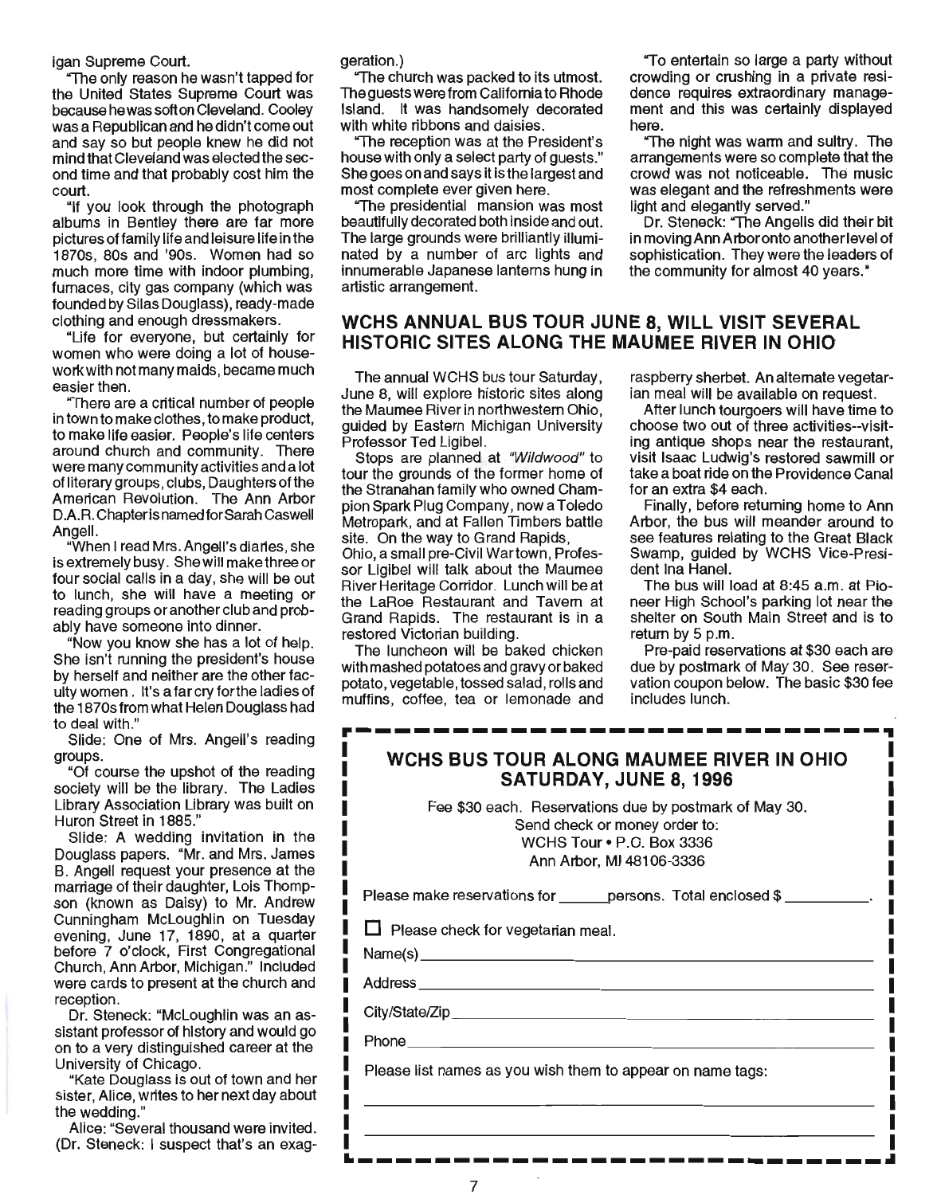igan Supreme Court.

"The only reason he wasn't tapped for the United States Supreme Court was because he was soft on Cleveland. Cooley was a Republican and he didn't come out and say so but people knew he did not mind that Cleveland was elected the second time and that probably cost him the court.

"If you look through the photograph albums in Bentley there are far more pictures of family life and leisure life in the 1870s, 80s and '90s. Women had so much more time with indoor plumbing, furnaces, city gas company (which was founded by Silas Douglass), ready-made clothing and enough dressmakers.

"Life for everyone, but certainly for women who were doing a lot of housework with not many maids, became much easier then.

"There are a critical number of people in town to make clothes, to make product, to make life easier. People's life centers around church and community. There were many community activities and a lot of literary groups, clubs, Daughters of the American Revolution. The Ann Arbor D.A.R. Chapter is named for Sarah Caswell Angell.

"When I read Mrs. Angell's diaries, she is extremely busy. She will make three or four social calls in a day, she will be out to lunch, she will have a meeting or reading groups or another club and probably have someone into dinner.

"Now you know she has a lot of help. She isn't running the president's house by herself and neither are the other faculty women. It's a far cry for the ladies of the 1870s from what Helen Douglass had to deal with."

Slide: One of Mrs. Angell's reading groups.

"Of course the upshot of the reading society will be the library. The Ladies Library Association Library was built on Huron Street in 1885."

Slide: A wedding invitation in the Douglass papers. "Mr. and Mrs. James B. Angell request your presence at the marriage of their daughter, Lois Thompson (known as Daisy) to Mr. Andrew Cunningham McLoughlin on Tuesday evening, June 17, 1890, at a quarter before 7 o'clock, First Congregational Church, Ann Arbor, Michigan." Included were cards to present at the church and reception.

Dr. Steneck: "McLoughlin was an assistant professor of history and would go on to a very distinguished career at the University of Chicago.

"Kate Douglass is out of town and her sister, Alice, writes to her next day about the wedding."

Alice: "Several thousand were invited. (Dr. Steneck: I suspect that's an exaggeration.)

"The church was packed to its utmost. The guests were from California to Rhode Island. It was handsomely decorated with white ribbons and daisies.

"The reception was at the President's house with only a select party of guests." She goes on and says it is the largest and most complete ever given here.

"The presidential mansion was most beautifully decorated both inside and out. The large grounds were brilliantly illuminated by a number of arc lights and innumerable Japanese lanterns hung in artistic arrangement.

"To entertain so large a party without crowding or crushing in a private residence requires extraordinary management and this was certainly displayed here.

"The night was warm and sultry. The arrangements were so complete that the crowd was not noticeable. The music was elegant and the refreshments were light and elegantly served."

Dr. Steneck: "The Angells did their bit in moving Ann Arbor onto another level of sophistication. They were the leaders of the community for almost 40 years."

## WCHS ANNUAL BUS TOUR JUNE 8, WILL VISIT SEVERAL HISTORIC SITES ALONG THE MAUMEE RIVER IN OHIO

The annual WCHS bus tour Saturday, June 8, will explore historic sites along the Maumee River in northwestern Ohio, guided by Eastern Michigan University Professor Ted Ligibel.

Stops are planned at *"Wildwood"* to tour the grounds of the former home of the Stranahan family who owned Champion Spark Plug Company, now a Toledo Metropark, and at Fallen Timbers battle site. On the way to Grand Rapids, Ohio, a small pre-Civil War town, Professor Ligibel will talk about the Maumee River Heritage Corridor. Lunch will be at the LaRoe Restaurant and Tavern at Grand Rapids. The restaurant is in a restored Victorian building.

The luncheon will be baked chicken with mashed potatoes and gravy or baked potato, vegetable, tossed salad, rolls and muffins, coffee, tea or lemonade and raspberry sherbet. An alternate vegetarian meal will be available on request.

After lunch tourgoers will have time to choose two out of three activities--visiting antique shops near the restaurant, visit Isaac Ludwig's restored sawmill or take a boat ride on the Providence Canal for an extra $4 each.

Finally, before returning home to Ann Arbor, the bus will meander around to see features relating to the Great Black Swamp, guided by WCHS Vice-President Ina Hanel.

The bus will load at 8:45 a.m. at Pioneer High School's parking lot near the shelter on South Main Street and is to return by 5 p.m.

Pre-paid reservations at $30 each are due by postmark of May 30. See reservation coupon below. The basic $30 fee includes lunch.

---

### WCHS BUS TOUR ALONG MAUMEE RIVER IN OHIO
### SATURDAY, JUNE 8, 1996

Fee $30 each. Reservations due by postmark of May 30.
Send check or money order to:
WCHS Tour • P.O. Box 3336
Ann Arbor, MI 48106-3336

Please make reservations for ______persons. Total enclosed $ __________.

☐ Please check for vegetarian meal.

Name(s) ____________________________________________

Address ____________________________________________

City/State/Zip ________________________________________

Phone _____________________________________________

Please list names as you wish them to appear on name tags:

___________________________________________________

___________________________________________________

---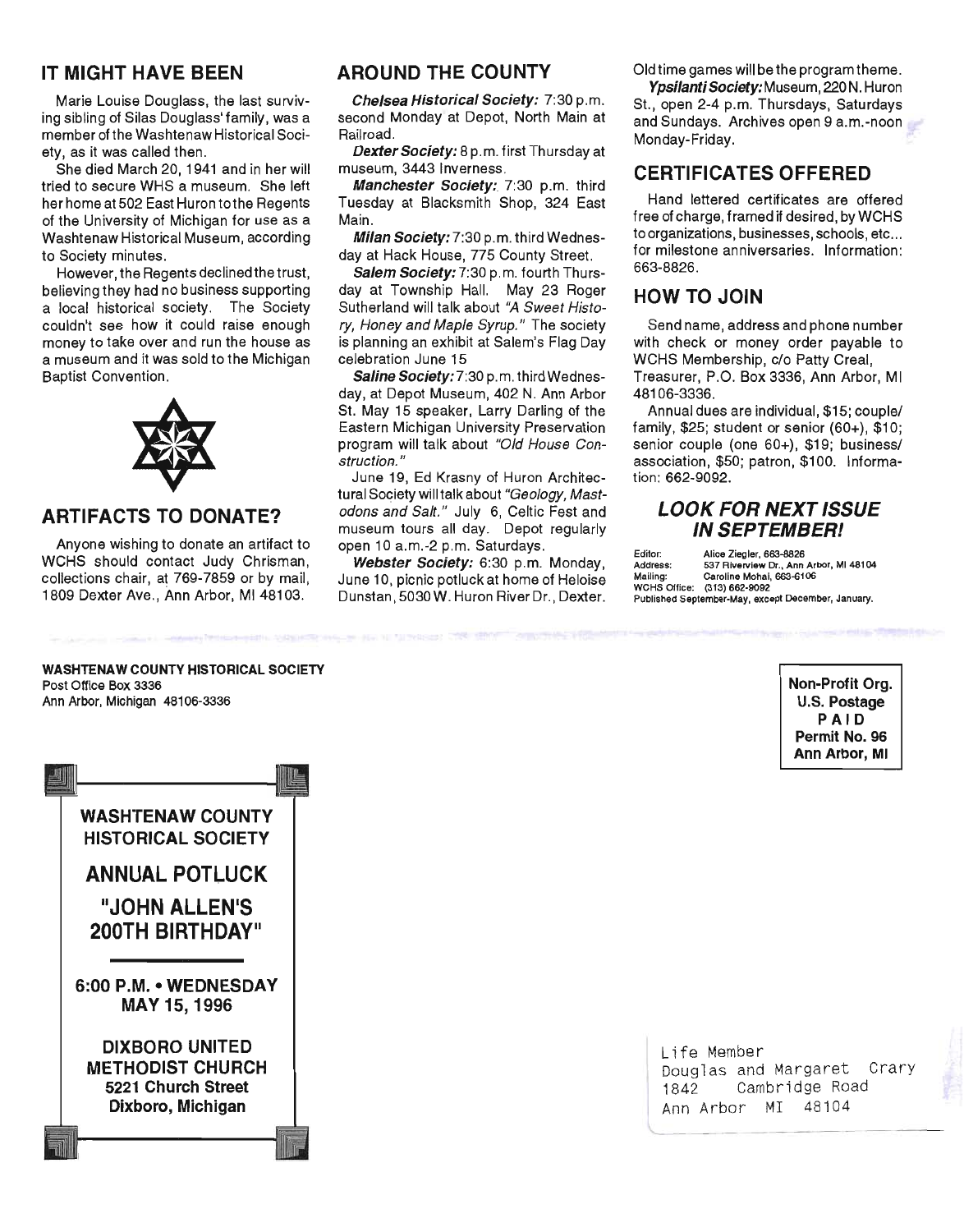## IT MIGHT HAVE BEEN

Marie Louise Douglass, the last surviving sibling of Silas Douglass' family, was a member of the Washtenaw Historical Society, as it was called then.

She died March 20, 1941 and in her will tried to secure WHS a museum. She left her home at 502 East Huron to the Regents of the University of Michigan for use as a Washtenaw Historical Museum, according to Society minutes.

However, the Regents declined the trust, believing they had no business supporting a local historical society. The Society couldn't see how it could raise enough money to take over and run the house as a museum and it was sold to the Michigan Baptist Convention.

## ARTIFACTS TO DONATE?

Anyone wishing to donate an artifact to WCHS should contact Judy Chrisman, collections chair, at 769-7859 or by mail, 1809 Dexter Ave., Ann Arbor, MI 48103.

## AROUND THE COUNTY

***Chelsea Historical Society:*** 7:30 p.m. second Monday at Depot, North Main at Railroad.

***Dexter Society:*** 8 p.m. first Thursday at museum, 3443 Inverness.

***Manchester Society:*** 7:30 p.m. third Tuesday at Blacksmith Shop, 324 East Main.

***Milan Society:*** 7:30 p.m. third Wednesday at Hack House, 775 County Street.

***Salem Society:*** 7:30 p.m. fourth Thursday at Township Hall. May 23 Roger Sutherland will talk about *"A Sweet History, Honey and Maple Syrup."* The society is planning an exhibit at Salem's Flag Day celebration June 15

***Saline Society:*** 7:30 p.m. third Wednesday, at Depot Museum, 402 N. Ann Arbor St. May 15 speaker, Larry Darling of the Eastern Michigan University Preservation program will talk about *"Old House Construction."*

June 19, Ed Krasny of Huron Architectural Society will talk about *"Geology, Mastodons and Salt."* July 6, Celtic Fest and museum tours all day. Depot regularly open 10 a.m.-2 p.m. Saturdays.

***Webster Society:*** 6:30 p.m. Monday, June 10, picnic potluck at home of Heloise Dunstan, 5030 W. Huron River Dr., Dexter. Old time games will be the program theme.

***Ypsilanti Society:*** Museum, 220 N. Huron St., open 2-4 p.m. Thursdays, Saturdays and Sundays. Archives open 9 a.m.-noon Monday-Friday.

## CERTIFICATES OFFERED

Hand lettered certificates are offered free of charge, framed if desired, by WCHS to organizations, businesses, schools, etc... for milestone anniversaries. Information: 663-8826.

## HOW TO JOIN

Send name, address and phone number with check or money order payable to WCHS Membership, c/o Patty Creal, Treasurer, P.O. Box 3336, Ann Arbor, MI 48106-3336.

Annual dues are individual, $15; couple/family, $25; student or senior (60+), $10; senior couple (one 60+), $19; business/association, $50; patron, $100. Information: 662-9092.

### *LOOK FOR NEXT ISSUE IN SEPTEMBER!*

Editor: Alice Ziegler, 663-8826
Address: 537 Riverview Dr., Ann Arbor, MI 48104
Mailing: Caroline Mohai, 663-6106
WCHS Office: (313) 662-9092
Published September-May, except December, January.

**WASHTENAW COUNTY HISTORICAL SOCIETY**
Post Office Box 3336
Ann Arbor, Michigan 48106-3336

**Non-Profit Org.**
**U.S. Postage**
**PAID**
**Permit No. 96**
**Ann Arbor, MI**

**WASHTENAW COUNTY HISTORICAL SOCIETY**

**ANNUAL POTLUCK**

**"JOHN ALLEN'S 200TH BIRTHDAY"**

**6:00 P.M. • WEDNESDAY MAY 15, 1996**

**DIXBORO UNITED METHODIST CHURCH**
**5221 Church Street**
**Dixboro, Michigan**

Life Member
Douglas and Margaret Crary
1842 Cambridge Road
Ann Arbor MI 48104